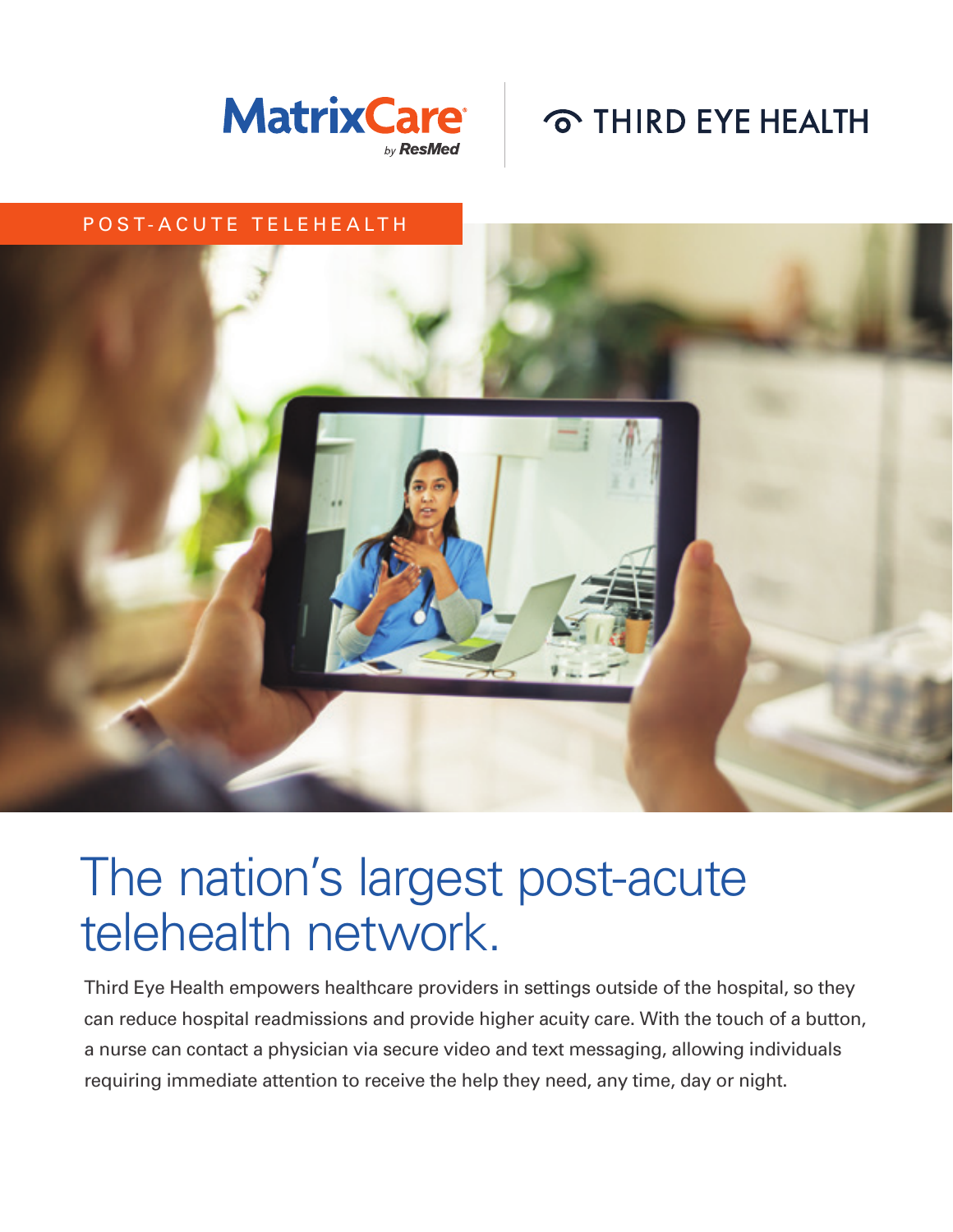MatrixCare by ResMed | THIRD EYE HEALTH

POST-ACUTE TELEHEALTH

# The nation's largest post-acute telehealth network.

Third Eye Health empowers healthcare providers in settings outside of the hospital, so they can reduce hospital readmissions and provide higher acuity care. With the touch of a button, a nurse can contact a physician via secure video and text messaging, allowing individuals requiring immediate attention to receive the help they need, any time, day or night.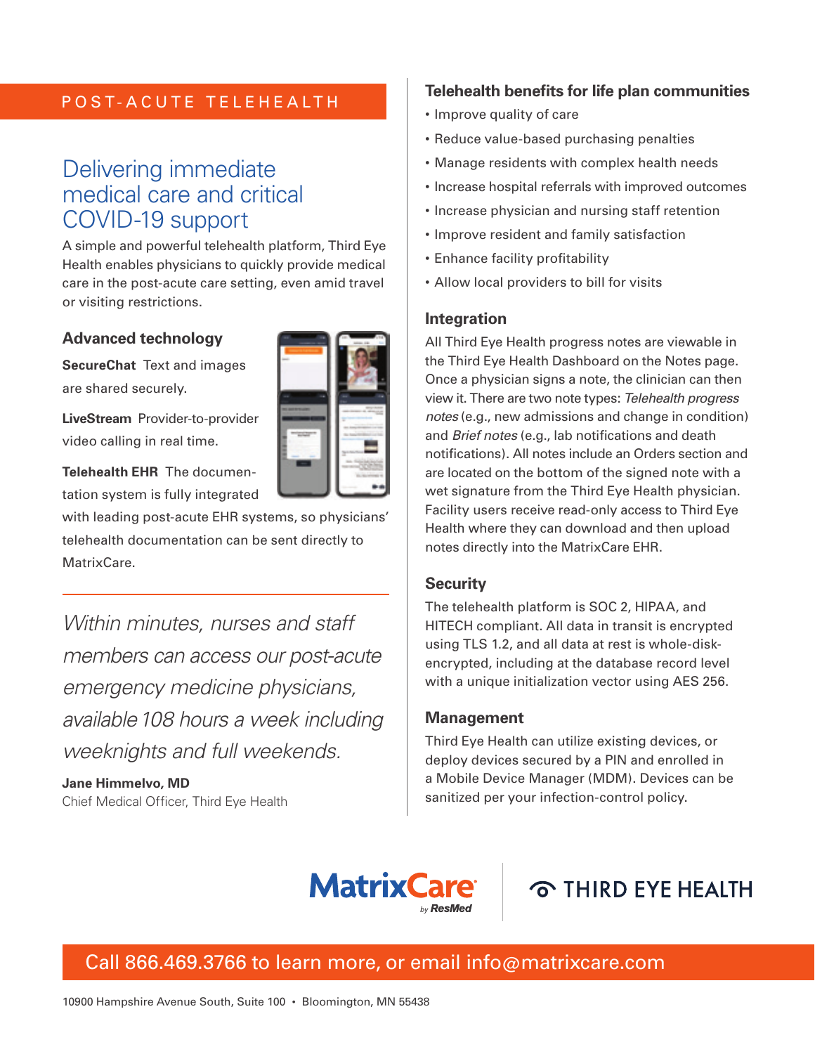POST-ACUTE TELEHEALTH

# Delivering immediate medical care and critical COVID-19 support

A simple and powerful telehealth platform, Third Eye Health enables physicians to quickly provide medical care in the post-acute care setting, even amid travel or visiting restrictions.

## Advanced technology

**SecureChat** Text and images are shared securely.

**LiveStream** Provider-to-provider video calling in real time.

**Telehealth EHR** The documentation system is fully integrated with leading post-acute EHR systems, so physicians' telehealth documentation can be sent directly to MatrixCare.

*Within minutes, nurses and staff members can access our post-acute emergency medicine physicians, available 108 hours a week including weeknights and full weekends.*

**Jane Himmelvo, MD**
Chief Medical Officer, Third Eye Health

## Telehealth benefits for life plan communities

- Improve quality of care
- Reduce value-based purchasing penalties
- Manage residents with complex health needs
- Increase hospital referrals with improved outcomes
- Increase physician and nursing staff retention
- Improve resident and family satisfaction
- Enhance facility profitability
- Allow local providers to bill for visits

## Integration

All Third Eye Health progress notes are viewable in the Third Eye Health Dashboard on the Notes page. Once a physician signs a note, the clinician can then view it. There are two note types: *Telehealth progress notes* (e.g., new admissions and change in condition) and *Brief notes* (e.g., lab notifications and death notifications). All notes include an Orders section and are located on the bottom of the signed note with a wet signature from the Third Eye Health physician. Facility users receive read-only access to Third Eye Health where they can download and then upload notes directly into the MatrixCare EHR.

## Security

The telehealth platform is SOC 2, HIPAA, and HITECH compliant. All data in transit is encrypted using TLS 1.2, and all data at rest is whole-disk-encrypted, including at the database record level with a unique initialization vector using AES 256.

## Management

Third Eye Health can utilize existing devices, or deploy devices secured by a PIN and enrolled in a Mobile Device Manager (MDM). Devices can be sanitized per your infection-control policy.

MatrixCare by ResMed | THIRD EYE HEALTH

Call 866.469.3766 to learn more, or email info@matrixcare.com

10900 Hampshire Avenue South, Suite 100 • Bloomington, MN 55438